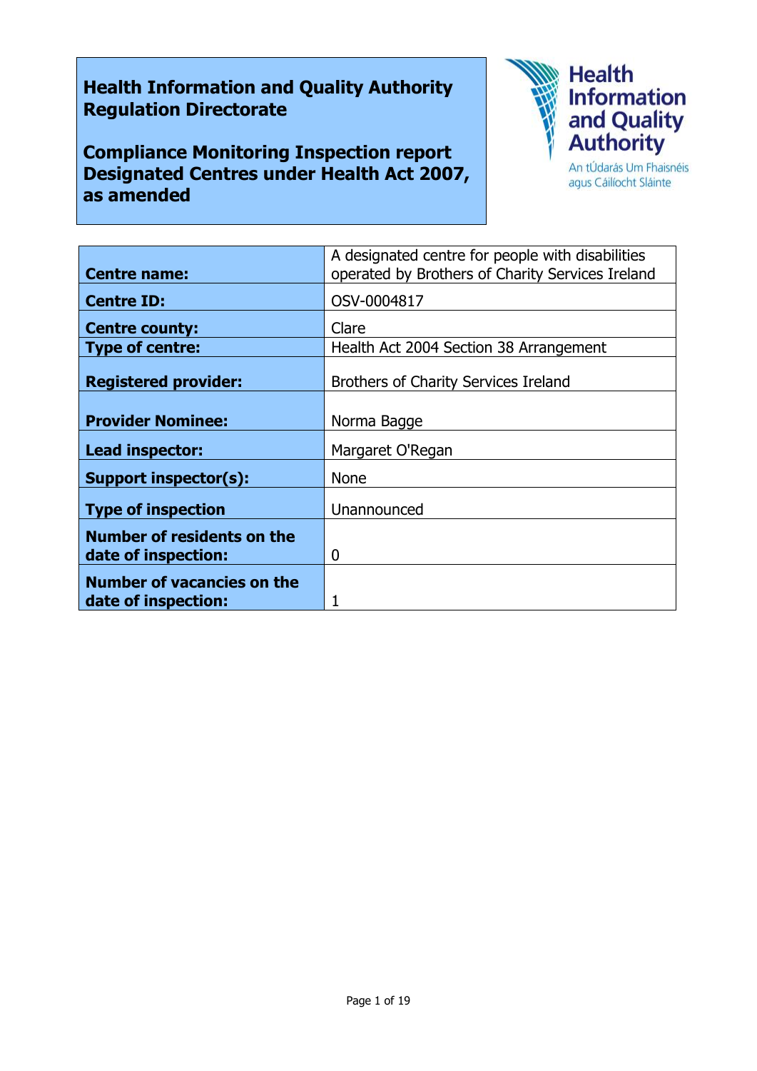**Health Information and Quality Authority Regulation Directorate**

**Compliance Monitoring Inspection report Designated Centres under Health Act 2007, as amended**

Health Information and Quality Authority
An tÚdarás Um Fhaisnéis agus Cáilíocht Sláinte

| | |
|---|---|
| **Centre name:** | A designated centre for people with disabilities operated by Brothers of Charity Services Ireland |
| **Centre ID:** | OSV-0004817 |
| **Centre county:** | Clare |
| **Type of centre:** | Health Act 2004 Section 38 Arrangement |
| **Registered provider:** | Brothers of Charity Services Ireland |
| **Provider Nominee:** | Norma Bagge |
| **Lead inspector:** | Margaret O'Regan |
| **Support inspector(s):** | None |
| **Type of inspection** | Unannounced |
| **Number of residents on the date of inspection:** | 0 |
| **Number of vacancies on the date of inspection:** | 1 |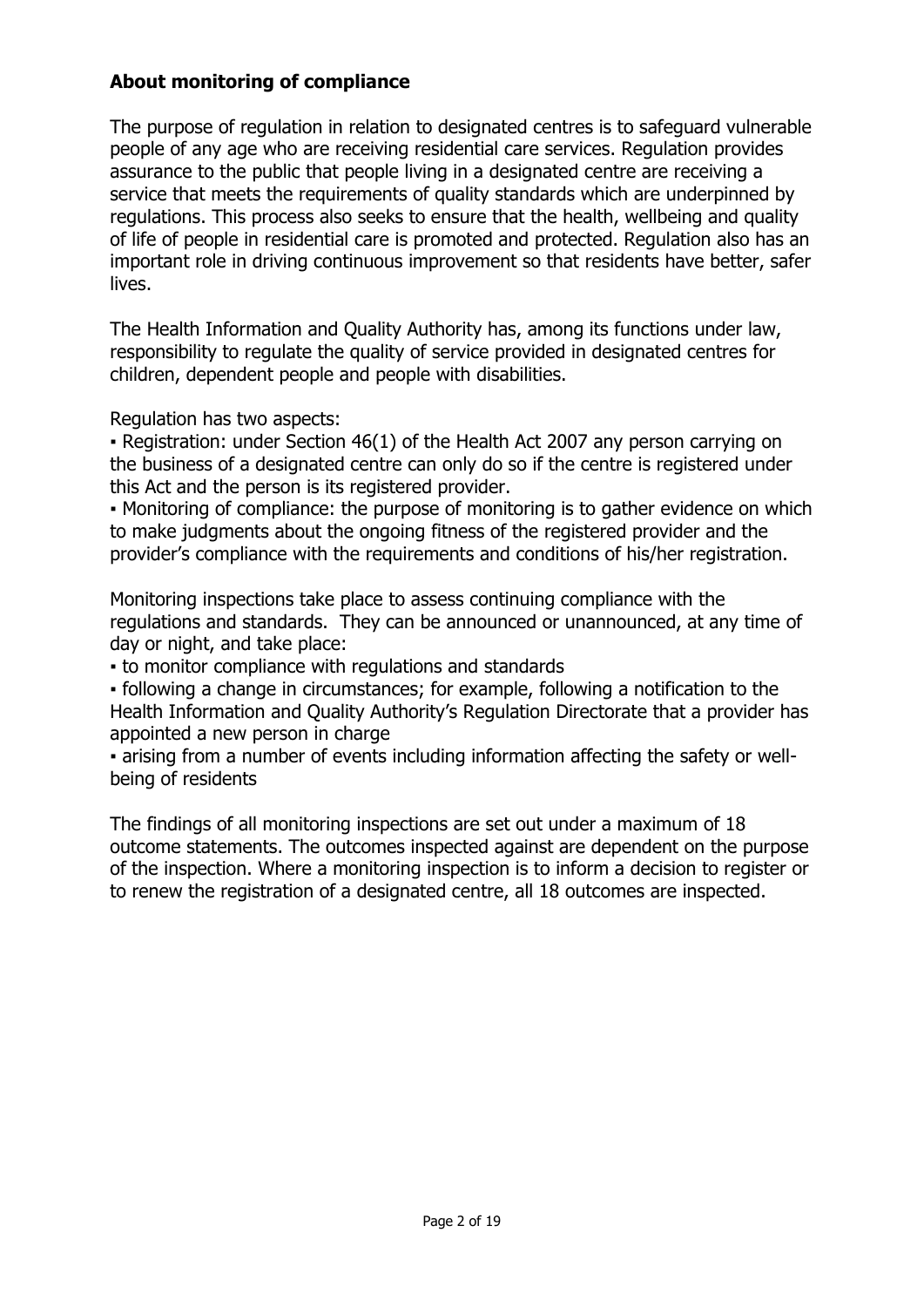## About monitoring of compliance

The purpose of regulation in relation to designated centres is to safeguard vulnerable people of any age who are receiving residential care services. Regulation provides assurance to the public that people living in a designated centre are receiving a service that meets the requirements of quality standards which are underpinned by regulations. This process also seeks to ensure that the health, wellbeing and quality of life of people in residential care is promoted and protected. Regulation also has an important role in driving continuous improvement so that residents have better, safer lives.

The Health Information and Quality Authority has, among its functions under law, responsibility to regulate the quality of service provided in designated centres for children, dependent people and people with disabilities.

Regulation has two aspects:

- Registration: under Section 46(1) of the Health Act 2007 any person carrying on the business of a designated centre can only do so if the centre is registered under this Act and the person is its registered provider.
- Monitoring of compliance: the purpose of monitoring is to gather evidence on which to make judgments about the ongoing fitness of the registered provider and the provider's compliance with the requirements and conditions of his/her registration.

Monitoring inspections take place to assess continuing compliance with the regulations and standards. They can be announced or unannounced, at any time of day or night, and take place:

- to monitor compliance with regulations and standards
- following a change in circumstances; for example, following a notification to the Health Information and Quality Authority's Regulation Directorate that a provider has appointed a new person in charge
- arising from a number of events including information affecting the safety or well-being of residents

The findings of all monitoring inspections are set out under a maximum of 18 outcome statements. The outcomes inspected against are dependent on the purpose of the inspection. Where a monitoring inspection is to inform a decision to register or to renew the registration of a designated centre, all 18 outcomes are inspected.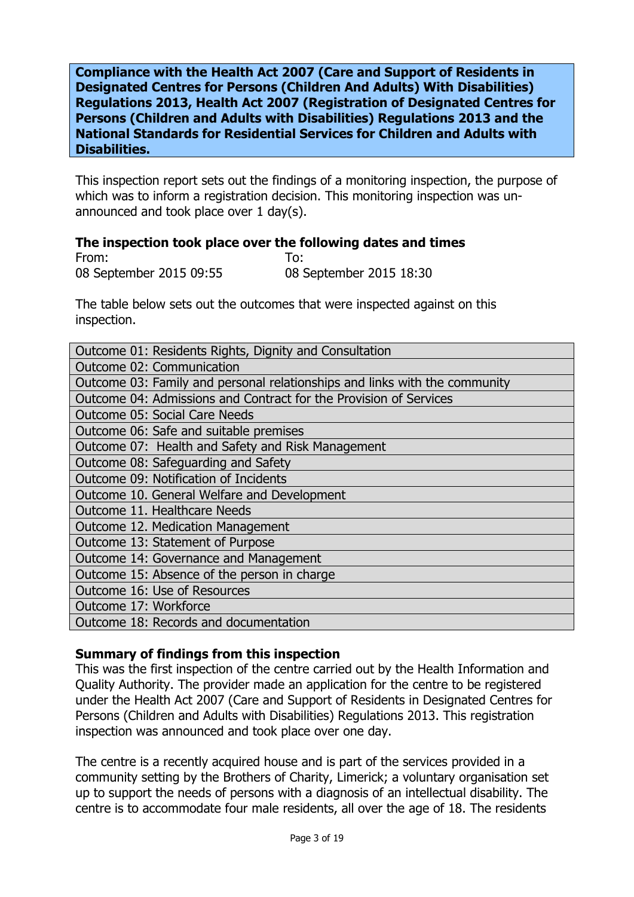**Compliance with the Health Act 2007 (Care and Support of Residents in Designated Centres for Persons (Children And Adults) With Disabilities) Regulations 2013, Health Act 2007 (Registration of Designated Centres for Persons (Children and Adults with Disabilities) Regulations 2013 and the National Standards for Residential Services for Children and Adults with Disabilities.**

This inspection report sets out the findings of a monitoring inspection, the purpose of which was to inform a registration decision. This monitoring inspection was un-announced and took place over 1 day(s).

**The inspection took place over the following dates and times**

| From: | To: |
|---|---|
| 08 September 2015 09:55 | 08 September 2015 18:30 |

The table below sets out the outcomes that were inspected against on this inspection.

| Outcome |
|---|
| Outcome 01: Residents Rights, Dignity and Consultation |
| Outcome 02: Communication |
| Outcome 03: Family and personal relationships and links with the community |
| Outcome 04: Admissions and Contract for the Provision of Services |
| Outcome 05: Social Care Needs |
| Outcome 06: Safe and suitable premises |
| Outcome 07: Health and Safety and Risk Management |
| Outcome 08: Safeguarding and Safety |
| Outcome 09: Notification of Incidents |
| Outcome 10. General Welfare and Development |
| Outcome 11. Healthcare Needs |
| Outcome 12. Medication Management |
| Outcome 13: Statement of Purpose |
| Outcome 14: Governance and Management |
| Outcome 15: Absence of the person in charge |
| Outcome 16: Use of Resources |
| Outcome 17: Workforce |
| Outcome 18: Records and documentation |

**Summary of findings from this inspection**

This was the first inspection of the centre carried out by the Health Information and Quality Authority. The provider made an application for the centre to be registered under the Health Act 2007 (Care and Support of Residents in Designated Centres for Persons (Children and Adults with Disabilities) Regulations 2013. This registration inspection was announced and took place over one day.

The centre is a recently acquired house and is part of the services provided in a community setting by the Brothers of Charity, Limerick; a voluntary organisation set up to support the needs of persons with a diagnosis of an intellectual disability. The centre is to accommodate four male residents, all over the age of 18. The residents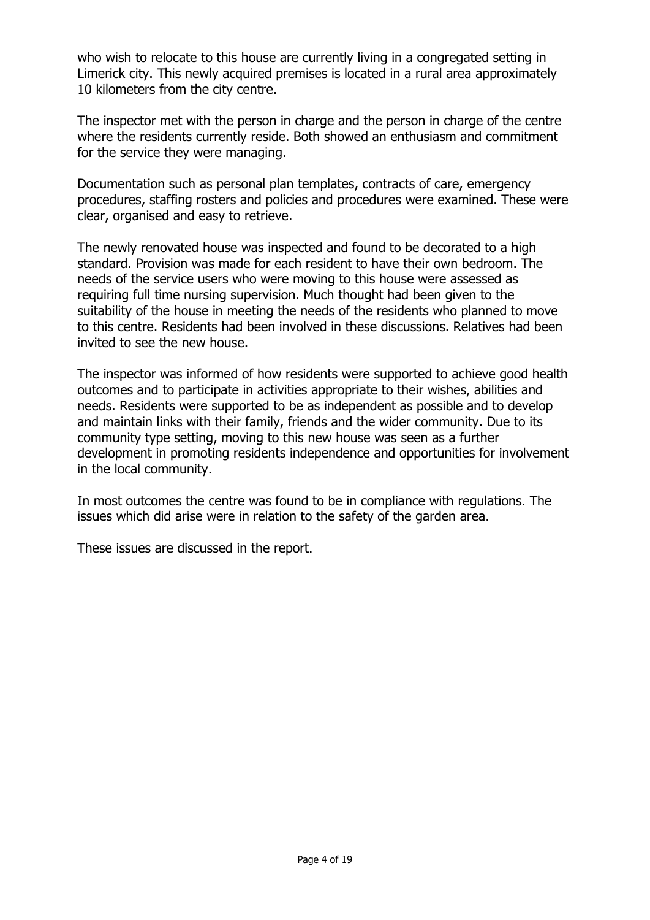who wish to relocate to this house are currently living in a congregated setting in Limerick city. This newly acquired premises is located in a rural area approximately 10 kilometers from the city centre.

The inspector met with the person in charge and the person in charge of the centre where the residents currently reside. Both showed an enthusiasm and commitment for the service they were managing.

Documentation such as personal plan templates, contracts of care, emergency procedures, staffing rosters and policies and procedures were examined. These were clear, organised and easy to retrieve.

The newly renovated house was inspected and found to be decorated to a high standard. Provision was made for each resident to have their own bedroom. The needs of the service users who were moving to this house were assessed as requiring full time nursing supervision. Much thought had been given to the suitability of the house in meeting the needs of the residents who planned to move to this centre. Residents had been involved in these discussions. Relatives had been invited to see the new house.

The inspector was informed of how residents were supported to achieve good health outcomes and to participate in activities appropriate to their wishes, abilities and needs. Residents were supported to be as independent as possible and to develop and maintain links with their family, friends and the wider community. Due to its community type setting, moving to this new house was seen as a further development in promoting residents independence and opportunities for involvement in the local community.

In most outcomes the centre was found to be in compliance with regulations. The issues which did arise were in relation to the safety of the garden area.

These issues are discussed in the report.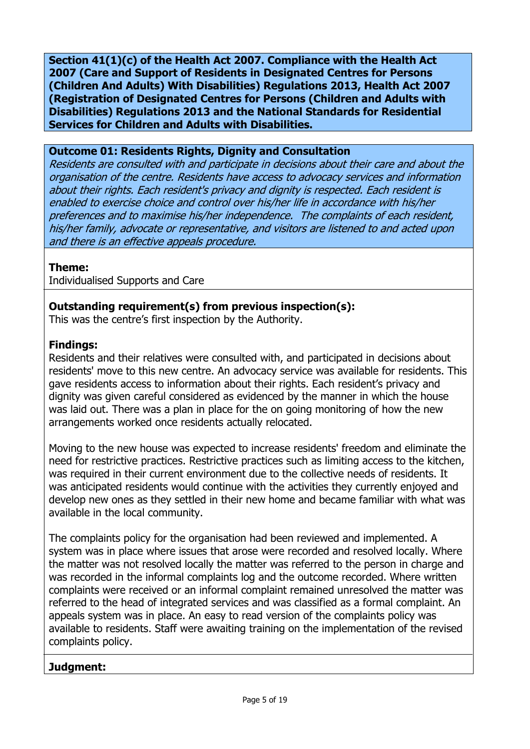**Section 41(1)(c) of the Health Act 2007. Compliance with the Health Act 2007 (Care and Support of Residents in Designated Centres for Persons (Children And Adults) With Disabilities) Regulations 2013, Health Act 2007 (Registration of Designated Centres for Persons (Children and Adults with Disabilities) Regulations 2013 and the National Standards for Residential Services for Children and Adults with Disabilities.**

**Outcome 01: Residents Rights, Dignity and Consultation**
*Residents are consulted with and participate in decisions about their care and about the organisation of the centre. Residents have access to advocacy services and information about their rights. Each resident's privacy and dignity is respected. Each resident is enabled to exercise choice and control over his/her life in accordance with his/her preferences and to maximise his/her independence. The complaints of each resident, his/her family, advocate or representative, and visitors are listened to and acted upon and there is an effective appeals procedure.*

**Theme:**
Individualised Supports and Care

**Outstanding requirement(s) from previous inspection(s):**
This was the centre's first inspection by the Authority.

**Findings:**
Residents and their relatives were consulted with, and participated in decisions about residents' move to this new centre. An advocacy service was available for residents. This gave residents access to information about their rights. Each resident's privacy and dignity was given careful considered as evidenced by the manner in which the house was laid out. There was a plan in place for the on going monitoring of how the new arrangements worked once residents actually relocated.

Moving to the new house was expected to increase residents' freedom and eliminate the need for restrictive practices. Restrictive practices such as limiting access to the kitchen, was required in their current environment due to the collective needs of residents. It was anticipated residents would continue with the activities they currently enjoyed and develop new ones as they settled in their new home and became familiar with what was available in the local community.

The complaints policy for the organisation had been reviewed and implemented. A system was in place where issues that arose were recorded and resolved locally. Where the matter was not resolved locally the matter was referred to the person in charge and was recorded in the informal complaints log and the outcome recorded. Where written complaints were received or an informal complaint remained unresolved the matter was referred to the head of integrated services and was classified as a formal complaint. An appeals system was in place. An easy to read version of the complaints policy was available to residents. Staff were awaiting training on the implementation of the revised complaints policy.

**Judgment:**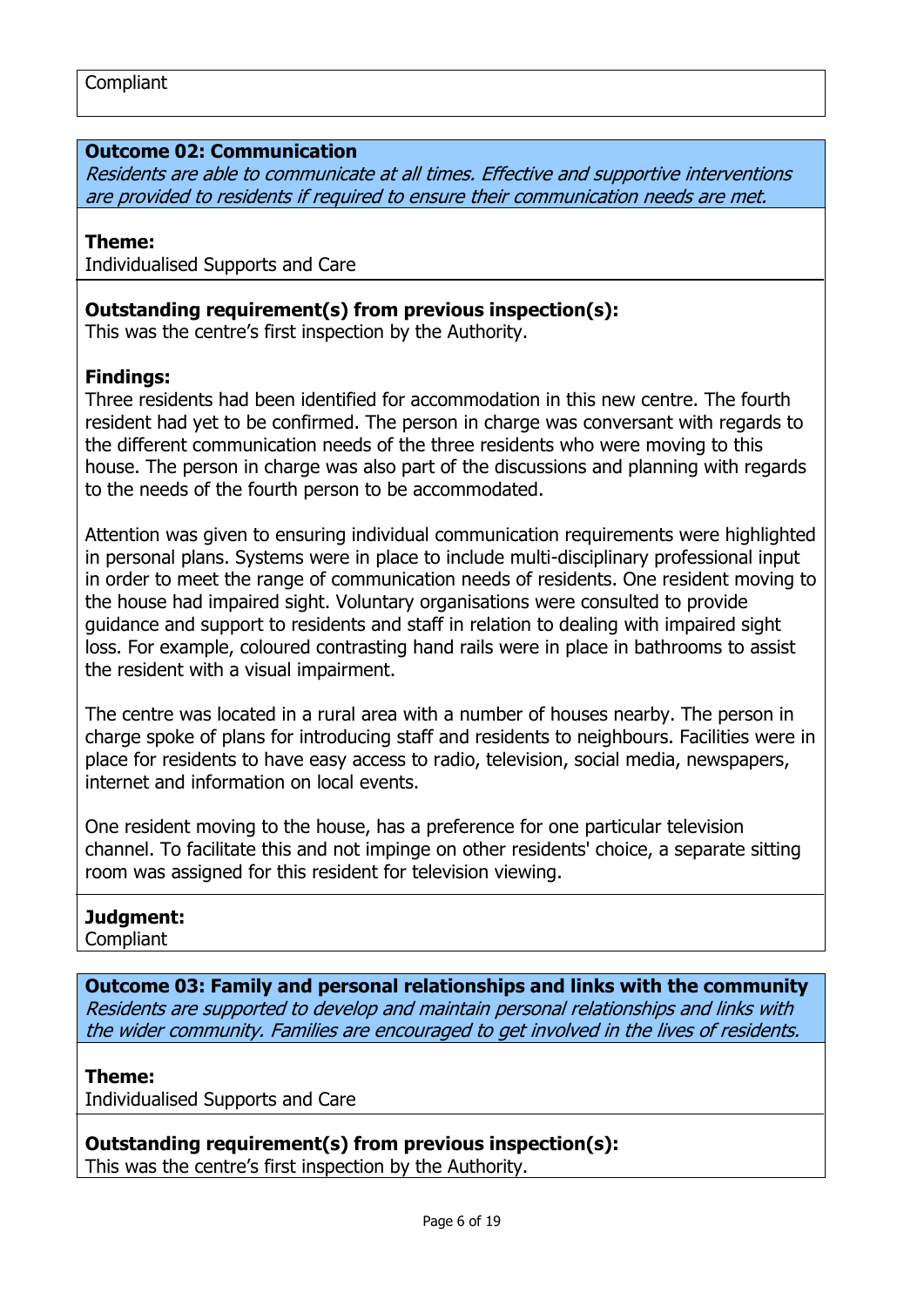Compliant

**Outcome 02: Communication**
*Residents are able to communicate at all times. Effective and supportive interventions are provided to residents if required to ensure their communication needs are met.*

**Theme:**
Individualised Supports and Care

**Outstanding requirement(s) from previous inspection(s):**
This was the centre's first inspection by the Authority.

**Findings:**
Three residents had been identified for accommodation in this new centre. The fourth resident had yet to be confirmed. The person in charge was conversant with regards to the different communication needs of the three residents who were moving to this house. The person in charge was also part of the discussions and planning with regards to the needs of the fourth person to be accommodated.

Attention was given to ensuring individual communication requirements were highlighted in personal plans. Systems were in place to include multi-disciplinary professional input in order to meet the range of communication needs of residents. One resident moving to the house had impaired sight. Voluntary organisations were consulted to provide guidance and support to residents and staff in relation to dealing with impaired sight loss. For example, coloured contrasting hand rails were in place in bathrooms to assist the resident with a visual impairment.

The centre was located in a rural area with a number of houses nearby. The person in charge spoke of plans for introducing staff and residents to neighbours. Facilities were in place for residents to have easy access to radio, television, social media, newspapers, internet and information on local events.

One resident moving to the house, has a preference for one particular television channel. To facilitate this and not impinge on other residents' choice, a separate sitting room was assigned for this resident for television viewing.

**Judgment:**
Compliant

**Outcome 03: Family and personal relationships and links with the community**
*Residents are supported to develop and maintain personal relationships and links with the wider community. Families are encouraged to get involved in the lives of residents.*

**Theme:**
Individualised Supports and Care

**Outstanding requirement(s) from previous inspection(s):**
This was the centre's first inspection by the Authority.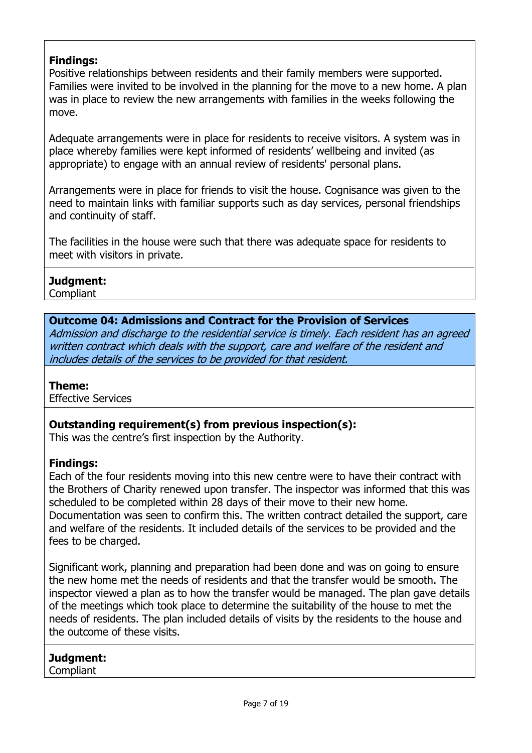**Findings:**
Positive relationships between residents and their family members were supported. Families were invited to be involved in the planning for the move to a new home. A plan was in place to review the new arrangements with families in the weeks following the move.

Adequate arrangements were in place for residents to receive visitors. A system was in place whereby families were kept informed of residents' wellbeing and invited (as appropriate) to engage with an annual review of residents' personal plans.

Arrangements were in place for friends to visit the house. Cognisance was given to the need to maintain links with familiar supports such as day services, personal friendships and continuity of staff.

The facilities in the house were such that there was adequate space for residents to meet with visitors in private.

**Judgment:**
Compliant

**Outcome 04: Admissions and Contract for the Provision of Services**
*Admission and discharge to the residential service is timely. Each resident has an agreed written contract which deals with the support, care and welfare of the resident and includes details of the services to be provided for that resident.*

**Theme:**
Effective Services

**Outstanding requirement(s) from previous inspection(s):**
This was the centre's first inspection by the Authority.

**Findings:**
Each of the four residents moving into this new centre were to have their contract with the Brothers of Charity renewed upon transfer. The inspector was informed that this was scheduled to be completed within 28 days of their move to their new home. Documentation was seen to confirm this. The written contract detailed the support, care and welfare of the residents. It included details of the services to be provided and the fees to be charged.

Significant work, planning and preparation had been done and was on going to ensure the new home met the needs of residents and that the transfer would be smooth. The inspector viewed a plan as to how the transfer would be managed. The plan gave details of the meetings which took place to determine the suitability of the house to met the needs of residents. The plan included details of visits by the residents to the house and the outcome of these visits.

**Judgment:**
Compliant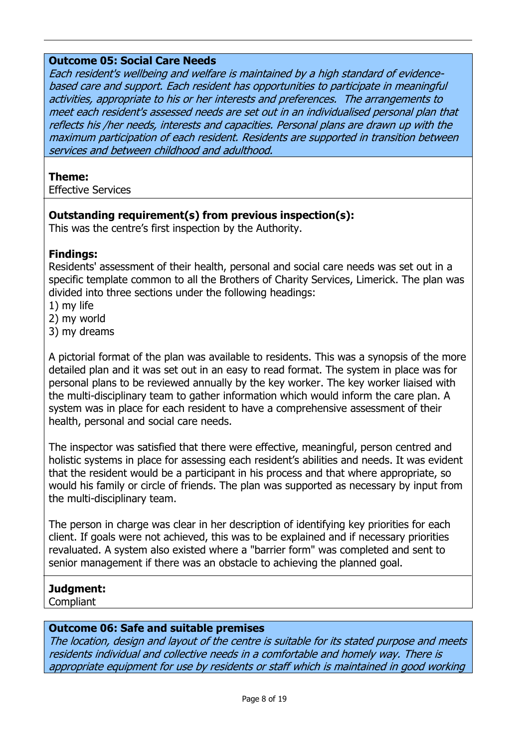**Outcome 05: Social Care Needs**

*Each resident's wellbeing and welfare is maintained by a high standard of evidence-based care and support. Each resident has opportunities to participate in meaningful activities, appropriate to his or her interests and preferences. The arrangements to meet each resident's assessed needs are set out in an individualised personal plan that reflects his /her needs, interests and capacities. Personal plans are drawn up with the maximum participation of each resident. Residents are supported in transition between services and between childhood and adulthood.*

**Theme:**
Effective Services

**Outstanding requirement(s) from previous inspection(s):**
This was the centre's first inspection by the Authority.

**Findings:**
Residents' assessment of their health, personal and social care needs was set out in a specific template common to all the Brothers of Charity Services, Limerick. The plan was divided into three sections under the following headings:
1) my life
2) my world
3) my dreams

A pictorial format of the plan was available to residents. This was a synopsis of the more detailed plan and it was set out in an easy to read format. The system in place was for personal plans to be reviewed annually by the key worker. The key worker liaised with the multi-disciplinary team to gather information which would inform the care plan. A system was in place for each resident to have a comprehensive assessment of their health, personal and social care needs.

The inspector was satisfied that there were effective, meaningful, person centred and holistic systems in place for assessing each resident's abilities and needs. It was evident that the resident would be a participant in his process and that where appropriate, so would his family or circle of friends. The plan was supported as necessary by input from the multi-disciplinary team.

The person in charge was clear in her description of identifying key priorities for each client. If goals were not achieved, this was to be explained and if necessary priorities revaluated. A system also existed where a "barrier form" was completed and sent to senior management if there was an obstacle to achieving the planned goal.

**Judgment:**
Compliant

**Outcome 06: Safe and suitable premises**

*The location, design and layout of the centre is suitable for its stated purpose and meets residents individual and collective needs in a comfortable and homely way. There is appropriate equipment for use by residents or staff which is maintained in good working*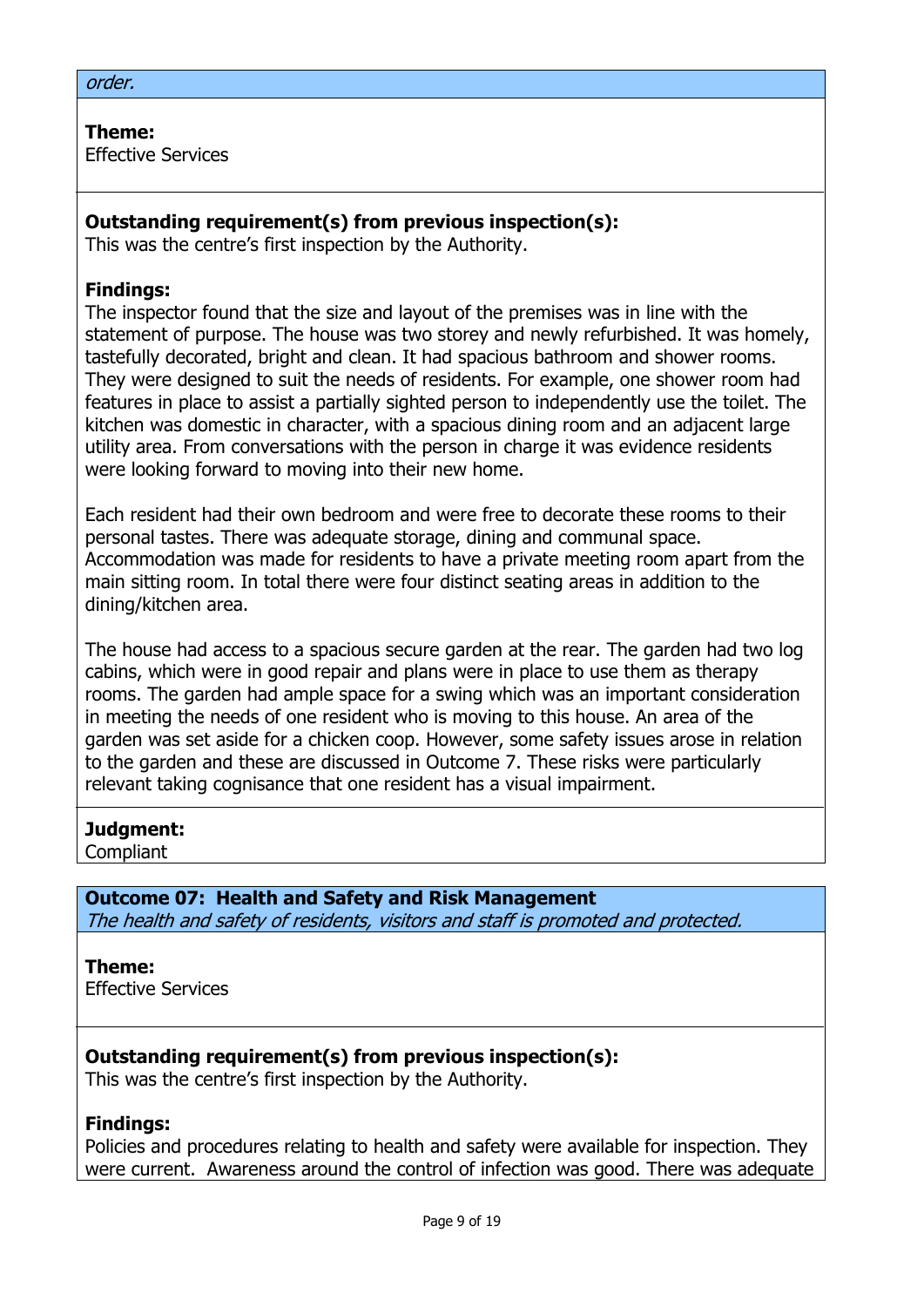*order.*

**Theme:**
Effective Services

**Outstanding requirement(s) from previous inspection(s):**
This was the centre's first inspection by the Authority.

**Findings:**
The inspector found that the size and layout of the premises was in line with the statement of purpose. The house was two storey and newly refurbished. It was homely, tastefully decorated, bright and clean. It had spacious bathroom and shower rooms. They were designed to suit the needs of residents. For example, one shower room had features in place to assist a partially sighted person to independently use the toilet. The kitchen was domestic in character, with a spacious dining room and an adjacent large utility area. From conversations with the person in charge it was evidence residents were looking forward to moving into their new home.

Each resident had their own bedroom and were free to decorate these rooms to their personal tastes. There was adequate storage, dining and communal space. Accommodation was made for residents to have a private meeting room apart from the main sitting room. In total there were four distinct seating areas in addition to the dining/kitchen area.

The house had access to a spacious secure garden at the rear. The garden had two log cabins, which were in good repair and plans were in place to use them as therapy rooms. The garden had ample space for a swing which was an important consideration in meeting the needs of one resident who is moving to this house. An area of the garden was set aside for a chicken coop. However, some safety issues arose in relation to the garden and these are discussed in Outcome 7. These risks were particularly relevant taking cognisance that one resident has a visual impairment.

**Judgment:**
Compliant

## Outcome 07: Health and Safety and Risk Management

*The health and safety of residents, visitors and staff is promoted and protected.*

**Theme:**
Effective Services

**Outstanding requirement(s) from previous inspection(s):**
This was the centre's first inspection by the Authority.

**Findings:**
Policies and procedures relating to health and safety were available for inspection. They were current. Awareness around the control of infection was good. There was adequate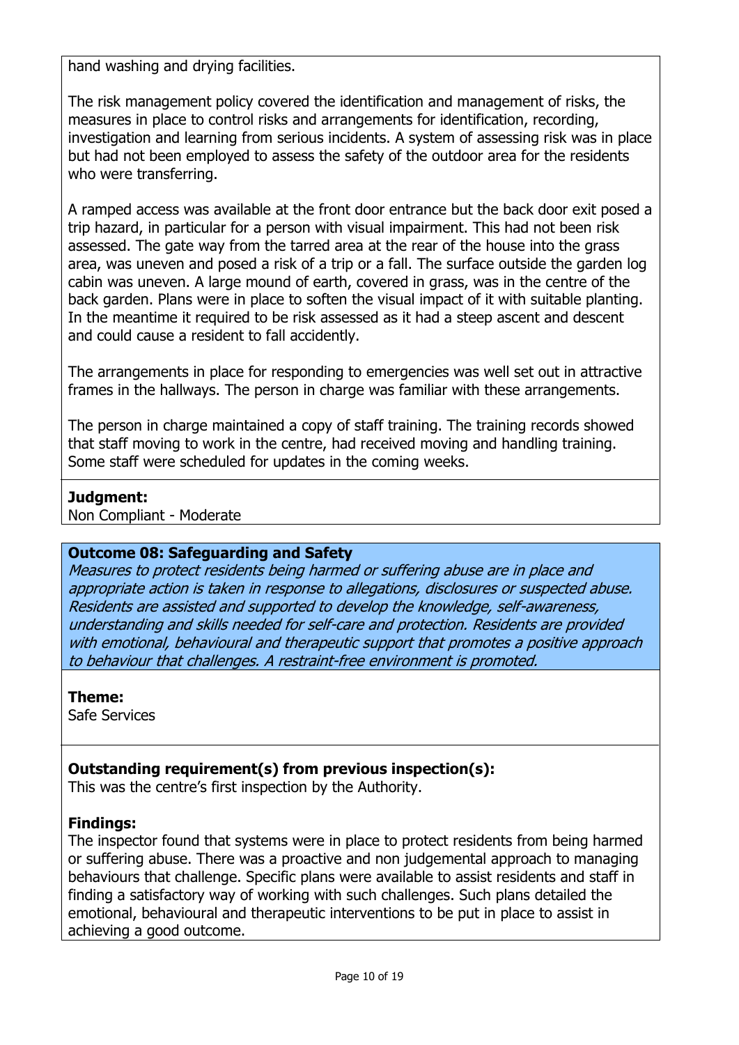hand washing and drying facilities.

The risk management policy covered the identification and management of risks, the measures in place to control risks and arrangements for identification, recording, investigation and learning from serious incidents. A system of assessing risk was in place but had not been employed to assess the safety of the outdoor area for the residents who were transferring.

A ramped access was available at the front door entrance but the back door exit posed a trip hazard, in particular for a person with visual impairment. This had not been risk assessed. The gate way from the tarred area at the rear of the house into the grass area, was uneven and posed a risk of a trip or a fall. The surface outside the garden log cabin was uneven. A large mound of earth, covered in grass, was in the centre of the back garden. Plans were in place to soften the visual impact of it with suitable planting. In the meantime it required to be risk assessed as it had a steep ascent and descent and could cause a resident to fall accidently.

The arrangements in place for responding to emergencies was well set out in attractive frames in the hallways. The person in charge was familiar with these arrangements.

The person in charge maintained a copy of staff training. The training records showed that staff moving to work in the centre, had received moving and handling training. Some staff were scheduled for updates in the coming weeks.

**Judgment:**
Non Compliant - Moderate

**Outcome 08: Safeguarding and Safety**
*Measures to protect residents being harmed or suffering abuse are in place and appropriate action is taken in response to allegations, disclosures or suspected abuse. Residents are assisted and supported to develop the knowledge, self-awareness, understanding and skills needed for self-care and protection. Residents are provided with emotional, behavioural and therapeutic support that promotes a positive approach to behaviour that challenges. A restraint-free environment is promoted.*

**Theme:**
Safe Services

**Outstanding requirement(s) from previous inspection(s):**
This was the centre's first inspection by the Authority.

**Findings:**
The inspector found that systems were in place to protect residents from being harmed or suffering abuse. There was a proactive and non judgemental approach to managing behaviours that challenge. Specific plans were available to assist residents and staff in finding a satisfactory way of working with such challenges. Such plans detailed the emotional, behavioural and therapeutic interventions to be put in place to assist in achieving a good outcome.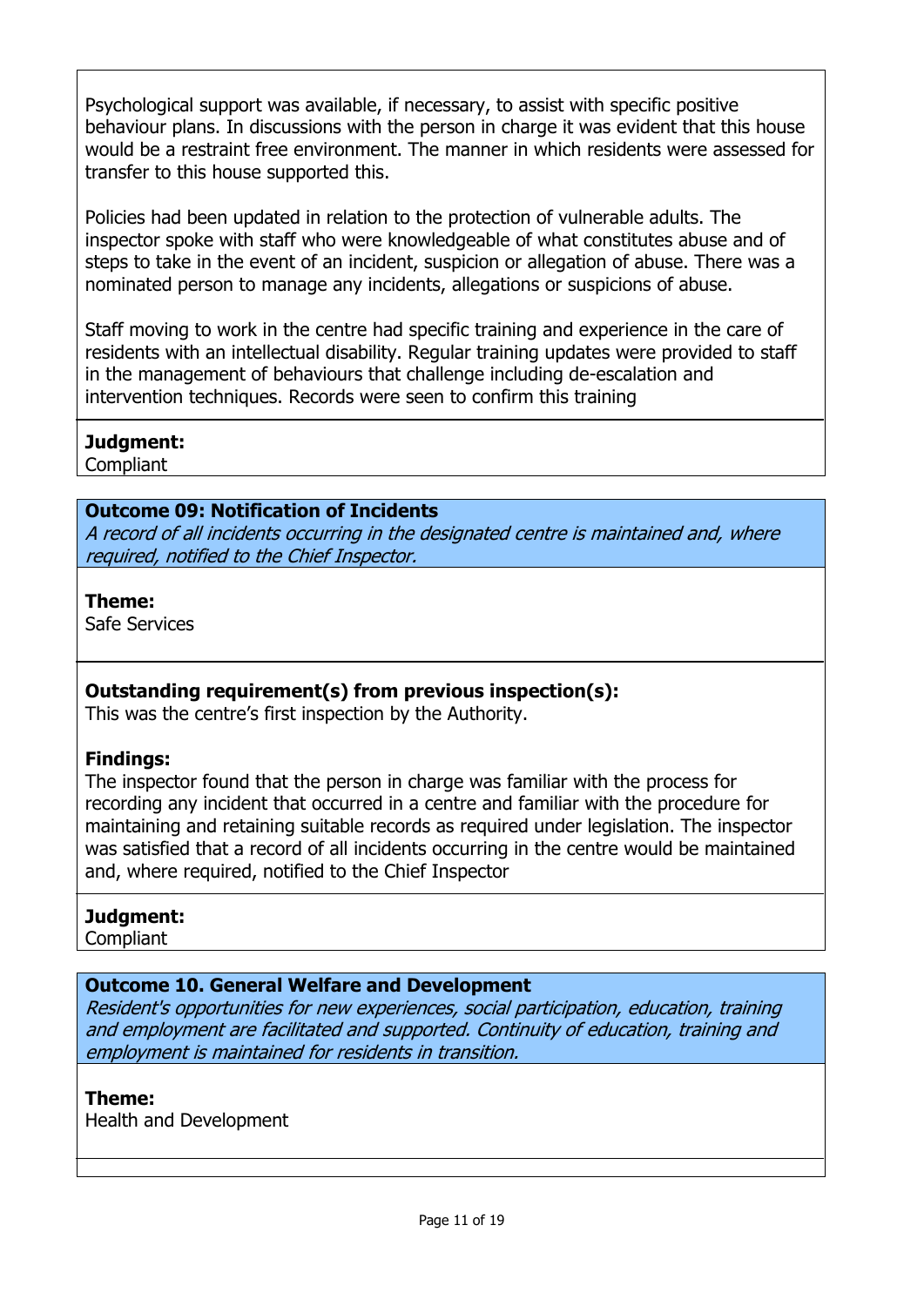Psychological support was available, if necessary, to assist with specific positive behaviour plans. In discussions with the person in charge it was evident that this house would be a restraint free environment. The manner in which residents were assessed for transfer to this house supported this.

Policies had been updated in relation to the protection of vulnerable adults. The inspector spoke with staff who were knowledgeable of what constitutes abuse and of steps to take in the event of an incident, suspicion or allegation of abuse. There was a nominated person to manage any incidents, allegations or suspicions of abuse.

Staff moving to work in the centre had specific training and experience in the care of residents with an intellectual disability. Regular training updates were provided to staff in the management of behaviours that challenge including de-escalation and intervention techniques. Records were seen to confirm this training

**Judgment:**
Compliant

### Outcome 09: Notification of Incidents

*A record of all incidents occurring in the designated centre is maintained and, where required, notified to the Chief Inspector.*

**Theme:**
Safe Services

**Outstanding requirement(s) from previous inspection(s):**
This was the centre's first inspection by the Authority.

**Findings:**
The inspector found that the person in charge was familiar with the process for recording any incident that occurred in a centre and familiar with the procedure for maintaining and retaining suitable records as required under legislation. The inspector was satisfied that a record of all incidents occurring in the centre would be maintained and, where required, notified to the Chief Inspector

**Judgment:**
Compliant

### Outcome 10. General Welfare and Development

*Resident's opportunities for new experiences, social participation, education, training and employment are facilitated and supported. Continuity of education, training and employment is maintained for residents in transition.*

**Theme:**
Health and Development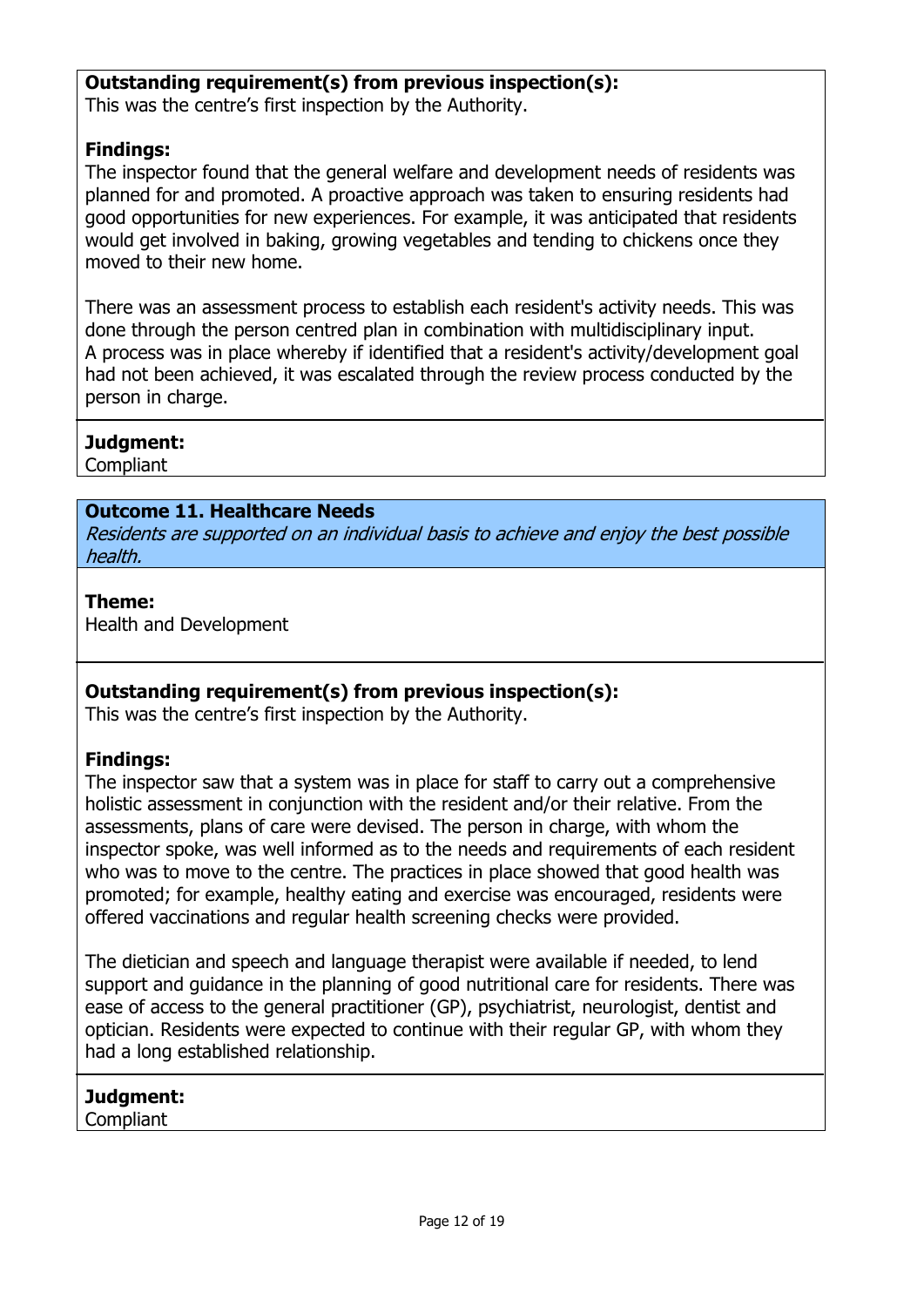**Outstanding requirement(s) from previous inspection(s):**
This was the centre's first inspection by the Authority.

**Findings:**
The inspector found that the general welfare and development needs of residents was planned for and promoted. A proactive approach was taken to ensuring residents had good opportunities for new experiences. For example, it was anticipated that residents would get involved in baking, growing vegetables and tending to chickens once they moved to their new home.

There was an assessment process to establish each resident's activity needs. This was done through the person centred plan in combination with multidisciplinary input.
A process was in place whereby if identified that a resident's activity/development goal had not been achieved, it was escalated through the review process conducted by the person in charge.

**Judgment:**
Compliant

## Outcome 11. Healthcare Needs

*Residents are supported on an individual basis to achieve and enjoy the best possible health.*

**Theme:**
Health and Development

**Outstanding requirement(s) from previous inspection(s):**
This was the centre's first inspection by the Authority.

**Findings:**
The inspector saw that a system was in place for staff to carry out a comprehensive holistic assessment in conjunction with the resident and/or their relative. From the assessments, plans of care were devised. The person in charge, with whom the inspector spoke, was well informed as to the needs and requirements of each resident who was to move to the centre. The practices in place showed that good health was promoted; for example, healthy eating and exercise was encouraged, residents were offered vaccinations and regular health screening checks were provided.

The dietician and speech and language therapist were available if needed, to lend support and guidance in the planning of good nutritional care for residents. There was ease of access to the general practitioner (GP), psychiatrist, neurologist, dentist and optician. Residents were expected to continue with their regular GP, with whom they had a long established relationship.

**Judgment:**
Compliant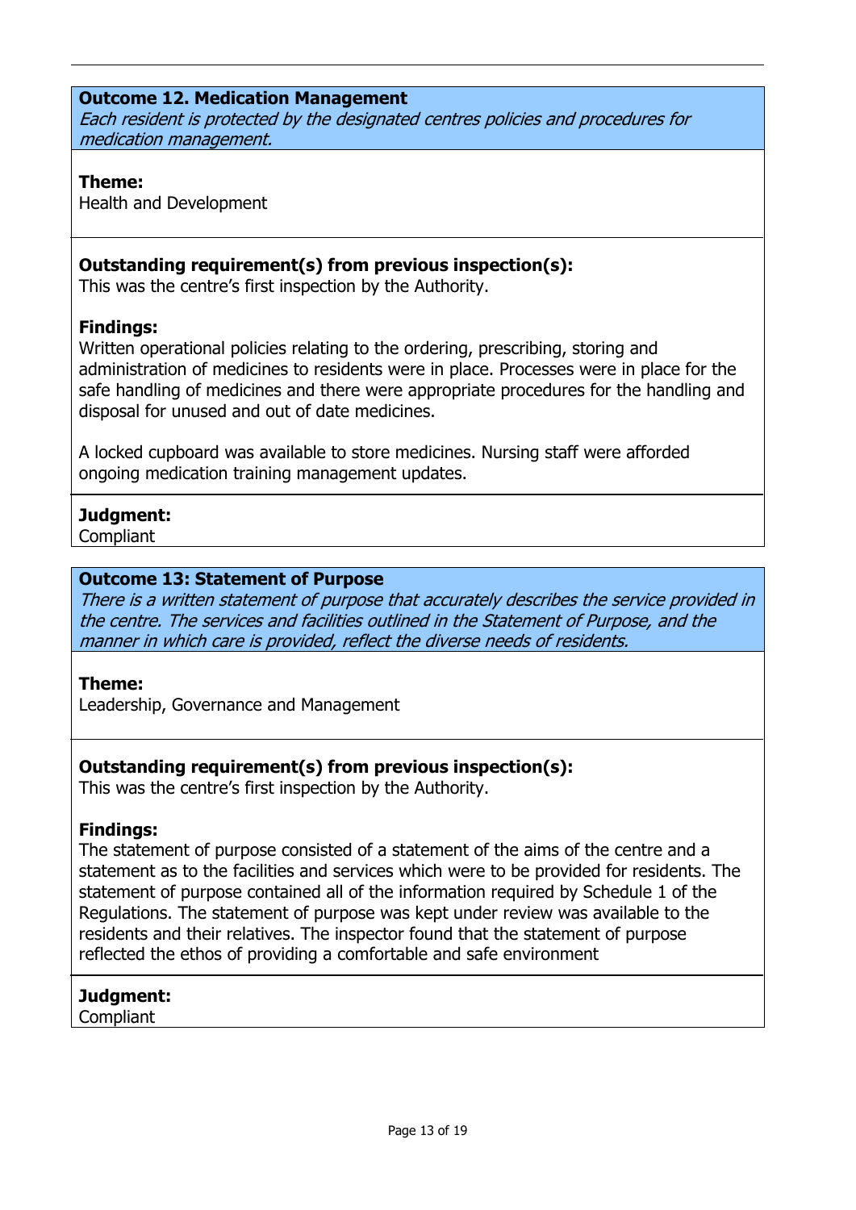## Outcome 12. Medication Management

*Each resident is protected by the designated centres policies and procedures for medication management.*

**Theme:**
Health and Development

**Outstanding requirement(s) from previous inspection(s):**
This was the centre's first inspection by the Authority.

**Findings:**
Written operational policies relating to the ordering, prescribing, storing and administration of medicines to residents were in place. Processes were in place for the safe handling of medicines and there were appropriate procedures for the handling and disposal for unused and out of date medicines.

A locked cupboard was available to store medicines. Nursing staff were afforded ongoing medication training management updates.

**Judgment:**
Compliant

## Outcome 13: Statement of Purpose

*There is a written statement of purpose that accurately describes the service provided in the centre. The services and facilities outlined in the Statement of Purpose, and the manner in which care is provided, reflect the diverse needs of residents.*

**Theme:**
Leadership, Governance and Management

**Outstanding requirement(s) from previous inspection(s):**
This was the centre's first inspection by the Authority.

**Findings:**
The statement of purpose consisted of a statement of the aims of the centre and a statement as to the facilities and services which were to be provided for residents. The statement of purpose contained all of the information required by Schedule 1 of the Regulations. The statement of purpose was kept under review was available to the residents and their relatives. The inspector found that the statement of purpose reflected the ethos of providing a comfortable and safe environment

**Judgment:**
Compliant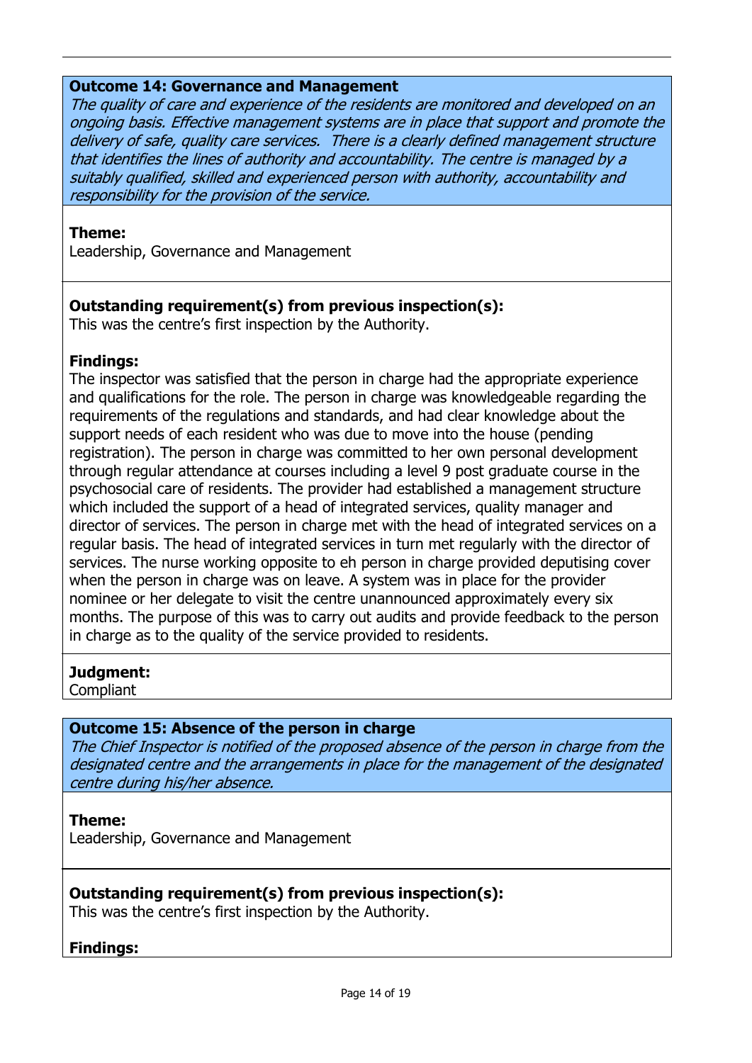**Outcome 14: Governance and Management**

*The quality of care and experience of the residents are monitored and developed on an ongoing basis. Effective management systems are in place that support and promote the delivery of safe, quality care services. There is a clearly defined management structure that identifies the lines of authority and accountability. The centre is managed by a suitably qualified, skilled and experienced person with authority, accountability and responsibility for the provision of the service.*

**Theme:**
Leadership, Governance and Management

**Outstanding requirement(s) from previous inspection(s):**
This was the centre's first inspection by the Authority.

**Findings:**
The inspector was satisfied that the person in charge had the appropriate experience and qualifications for the role. The person in charge was knowledgeable regarding the requirements of the regulations and standards, and had clear knowledge about the support needs of each resident who was due to move into the house (pending registration). The person in charge was committed to her own personal development through regular attendance at courses including a level 9 post graduate course in the psychosocial care of residents. The provider had established a management structure which included the support of a head of integrated services, quality manager and director of services. The person in charge met with the head of integrated services on a regular basis. The head of integrated services in turn met regularly with the director of services. The nurse working opposite to eh person in charge provided deputising cover when the person in charge was on leave. A system was in place for the provider nominee or her delegate to visit the centre unannounced approximately every six months. The purpose of this was to carry out audits and provide feedback to the person in charge as to the quality of the service provided to residents.

**Judgment:**
Compliant

**Outcome 15: Absence of the person in charge**

*The Chief Inspector is notified of the proposed absence of the person in charge from the designated centre and the arrangements in place for the management of the designated centre during his/her absence.*

**Theme:**
Leadership, Governance and Management

**Outstanding requirement(s) from previous inspection(s):**
This was the centre's first inspection by the Authority.

**Findings:**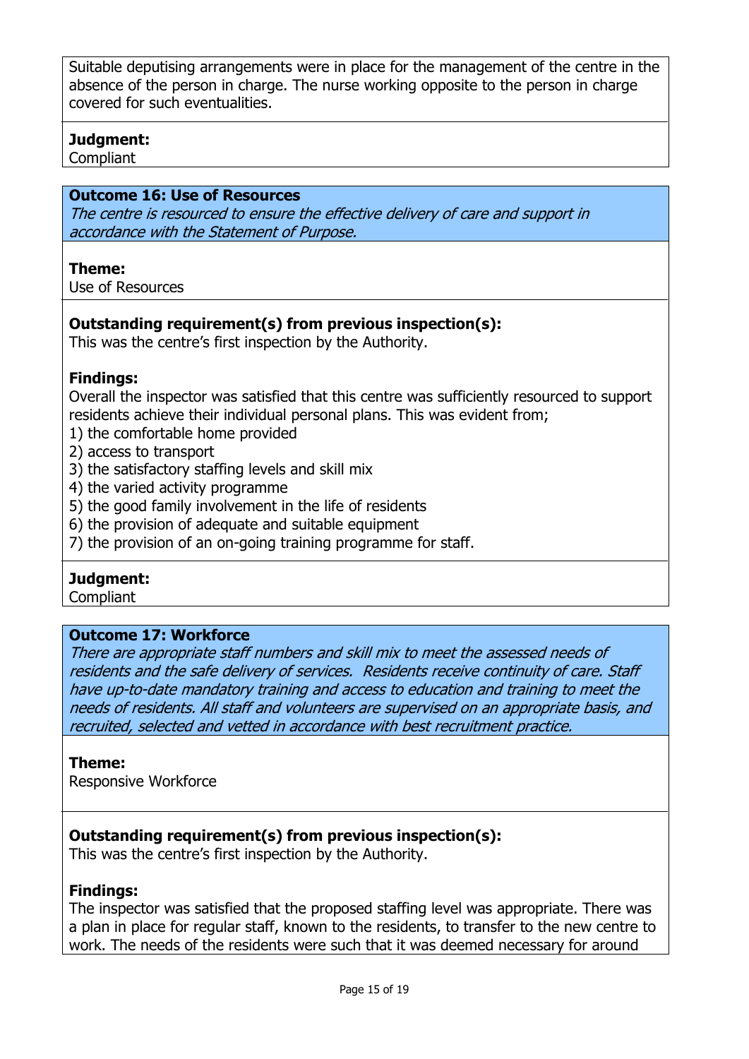Suitable deputising arrangements were in place for the management of the centre in the absence of the person in charge. The nurse working opposite to the person in charge covered for such eventualities.

**Judgment:**
Compliant

### Outcome 16: Use of Resources

*The centre is resourced to ensure the effective delivery of care and support in accordance with the Statement of Purpose.*

**Theme:**
Use of Resources

**Outstanding requirement(s) from previous inspection(s):**
This was the centre's first inspection by the Authority.

**Findings:**
Overall the inspector was satisfied that this centre was sufficiently resourced to support residents achieve their individual personal plans. This was evident from;

1) the comfortable home provided
2) access to transport
3) the satisfactory staffing levels and skill mix
4) the varied activity programme
5) the good family involvement in the life of residents
6) the provision of adequate and suitable equipment
7) the provision of an on-going training programme for staff.

**Judgment:**
Compliant

### Outcome 17: Workforce

*There are appropriate staff numbers and skill mix to meet the assessed needs of residents and the safe delivery of services. Residents receive continuity of care. Staff have up-to-date mandatory training and access to education and training to meet the needs of residents. All staff and volunteers are supervised on an appropriate basis, and recruited, selected and vetted in accordance with best recruitment practice.*

**Theme:**
Responsive Workforce

**Outstanding requirement(s) from previous inspection(s):**
This was the centre's first inspection by the Authority.

**Findings:**
The inspector was satisfied that the proposed staffing level was appropriate. There was a plan in place for regular staff, known to the residents, to transfer to the new centre to work. The needs of the residents were such that it was deemed necessary for around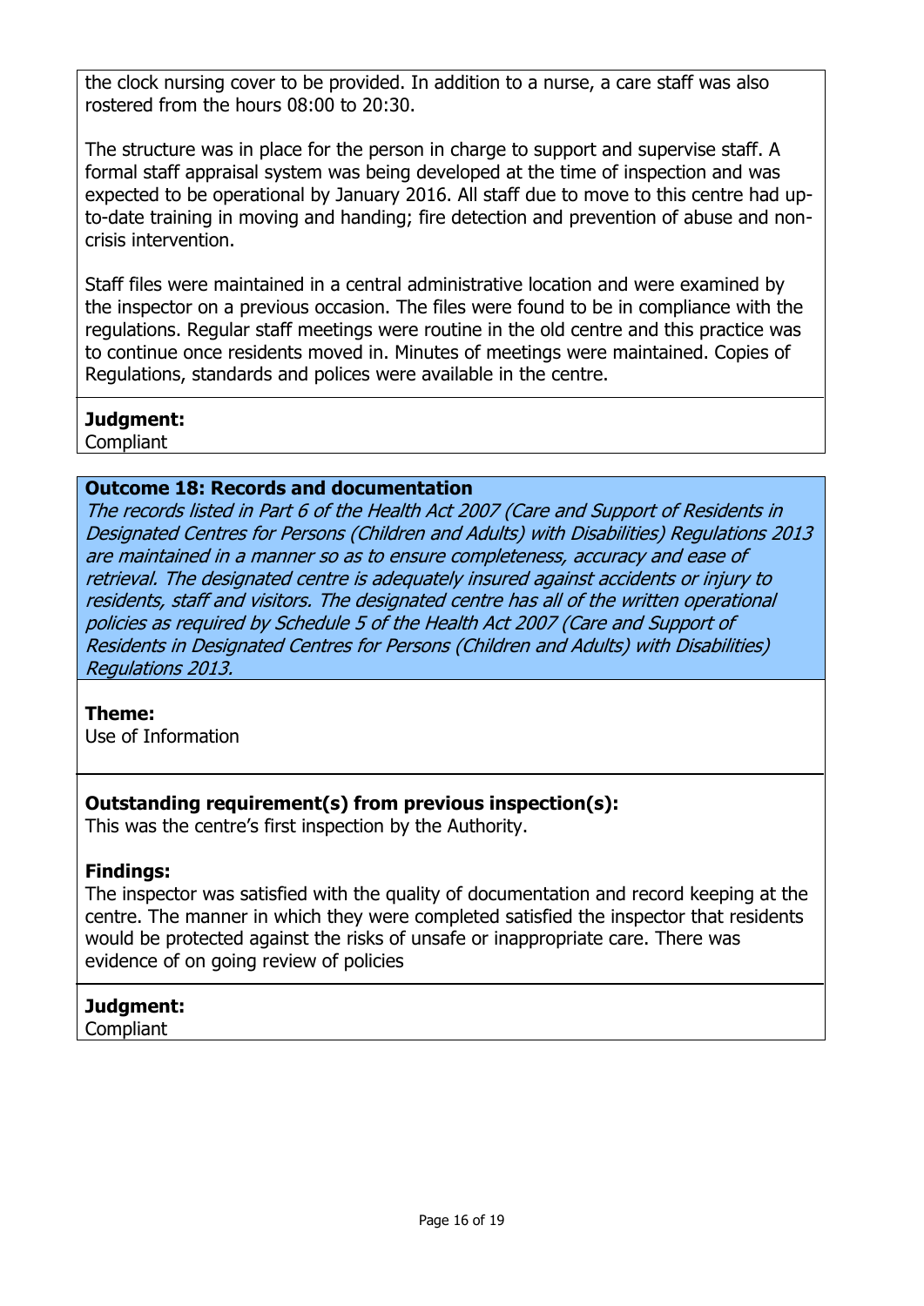the clock nursing cover to be provided. In addition to a nurse, a care staff was also rostered from the hours 08:00 to 20:30.

The structure was in place for the person in charge to support and supervise staff. A formal staff appraisal system was being developed at the time of inspection and was expected to be operational by January 2016. All staff due to move to this centre had up-to-date training in moving and handing; fire detection and prevention of abuse and non-crisis intervention.

Staff files were maintained in a central administrative location and were examined by the inspector on a previous occasion. The files were found to be in compliance with the regulations. Regular staff meetings were routine in the old centre and this practice was to continue once residents moved in. Minutes of meetings were maintained. Copies of Regulations, standards and polices were available in the centre.

**Judgment:**
Compliant

**Outcome 18: Records and documentation**
*The records listed in Part 6 of the Health Act 2007 (Care and Support of Residents in Designated Centres for Persons (Children and Adults) with Disabilities) Regulations 2013 are maintained in a manner so as to ensure completeness, accuracy and ease of retrieval. The designated centre is adequately insured against accidents or injury to residents, staff and visitors. The designated centre has all of the written operational policies as required by Schedule 5 of the Health Act 2007 (Care and Support of Residents in Designated Centres for Persons (Children and Adults) with Disabilities) Regulations 2013.*

**Theme:**
Use of Information

**Outstanding requirement(s) from previous inspection(s):**
This was the centre's first inspection by the Authority.

**Findings:**
The inspector was satisfied with the quality of documentation and record keeping at the centre. The manner in which they were completed satisfied the inspector that residents would be protected against the risks of unsafe or inappropriate care. There was evidence of on going review of policies

**Judgment:**
Compliant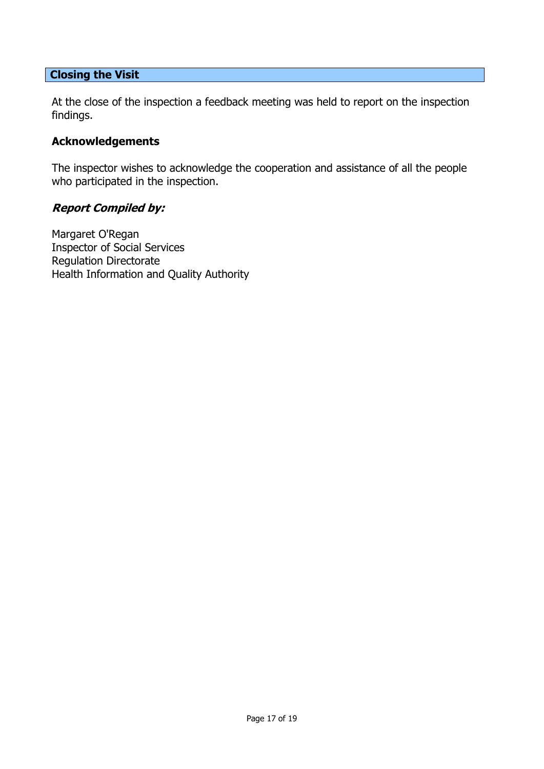## Closing the Visit

At the close of the inspection a feedback meeting was held to report on the inspection findings.

### Acknowledgements

The inspector wishes to acknowledge the cooperation and assistance of all the people who participated in the inspection.

### *Report Compiled by:*

Margaret O'Regan
Inspector of Social Services
Regulation Directorate
Health Information and Quality Authority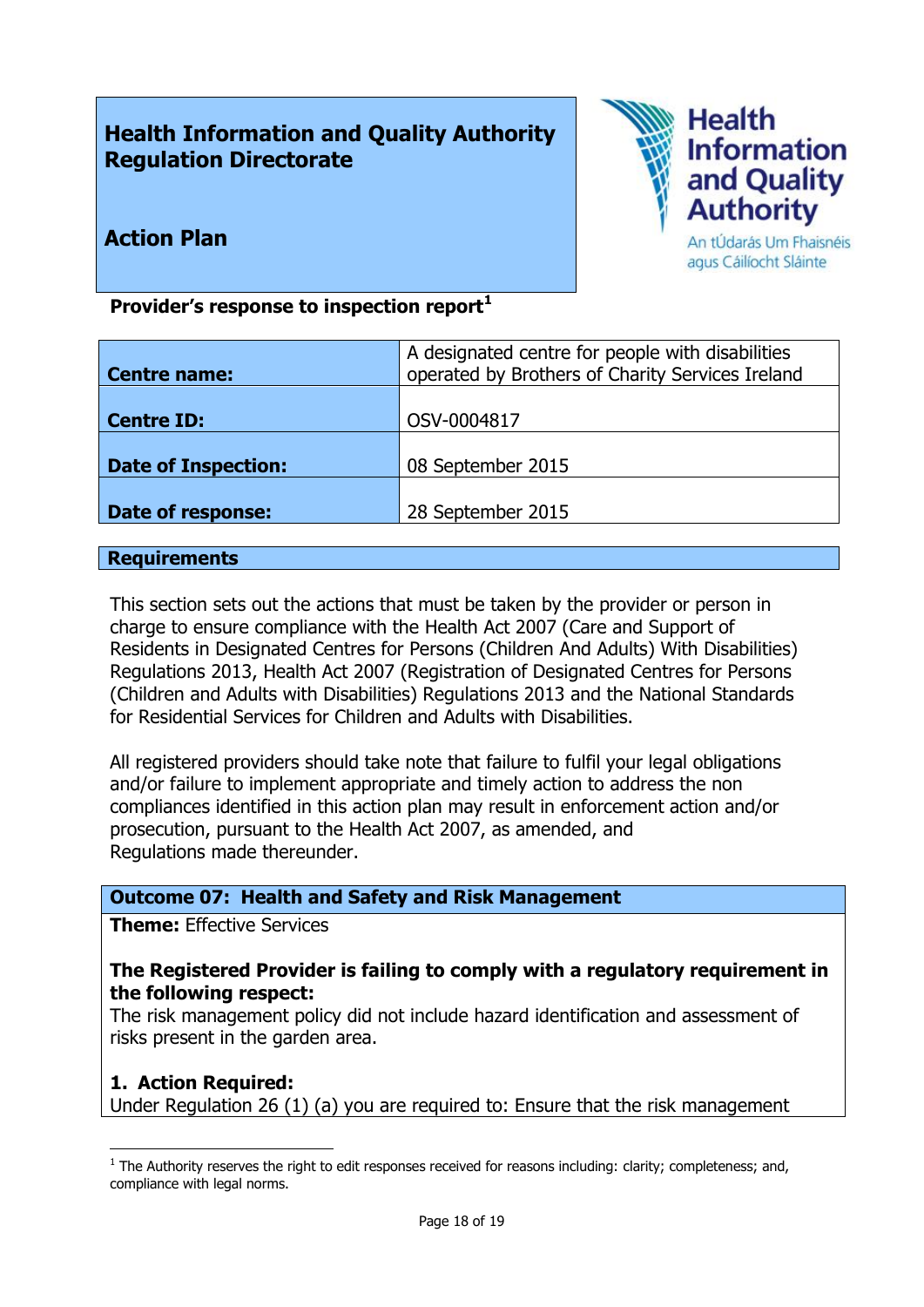**Health Information and Quality Authority**
**Regulation Directorate**

**Action Plan**

**Provider's response to inspection report**[1]

| | |
|---|---|
| **Centre name:** | A designated centre for people with disabilities operated by Brothers of Charity Services Ireland |
| **Centre ID:** | OSV-0004817 |
| **Date of Inspection:** | 08 September 2015 |
| **Date of response:** | 28 September 2015 |

**Requirements**

This section sets out the actions that must be taken by the provider or person in charge to ensure compliance with the Health Act 2007 (Care and Support of Residents in Designated Centres for Persons (Children And Adults) With Disabilities) Regulations 2013, Health Act 2007 (Registration of Designated Centres for Persons (Children and Adults with Disabilities) Regulations 2013 and the National Standards for Residential Services for Children and Adults with Disabilities.

All registered providers should take note that failure to fulfil your legal obligations and/or failure to implement appropriate and timely action to address the non compliances identified in this action plan may result in enforcement action and/or prosecution, pursuant to the Health Act 2007, as amended, and Regulations made thereunder.

**Outcome 07: Health and Safety and Risk Management**

**Theme:** Effective Services

**The Registered Provider is failing to comply with a regulatory requirement in the following respect:**
The risk management policy did not include hazard identification and assessment of risks present in the garden area.

**1. Action Required:**
Under Regulation 26 (1) (a) you are required to: Ensure that the risk management

[1] The Authority reserves the right to edit responses received for reasons including: clarity; completeness; and, compliance with legal norms.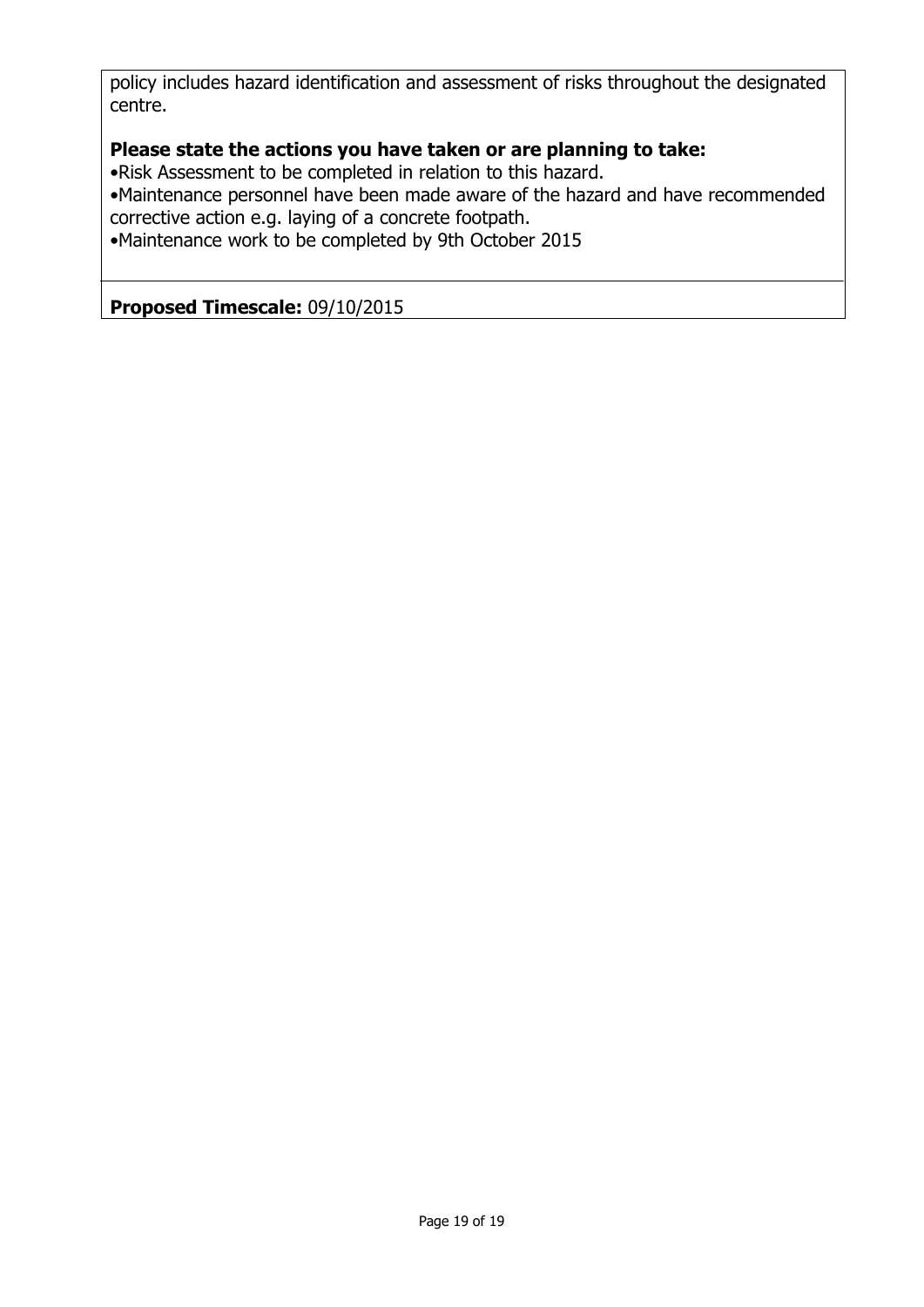policy includes hazard identification and assessment of risks throughout the designated centre.

**Please state the actions you have taken or are planning to take:**

•Risk Assessment to be completed in relation to this hazard.

•Maintenance personnel have been made aware of the hazard and have recommended corrective action e.g. laying of a concrete footpath.

•Maintenance work to be completed by 9th October 2015

**Proposed Timescale:** 09/10/2015